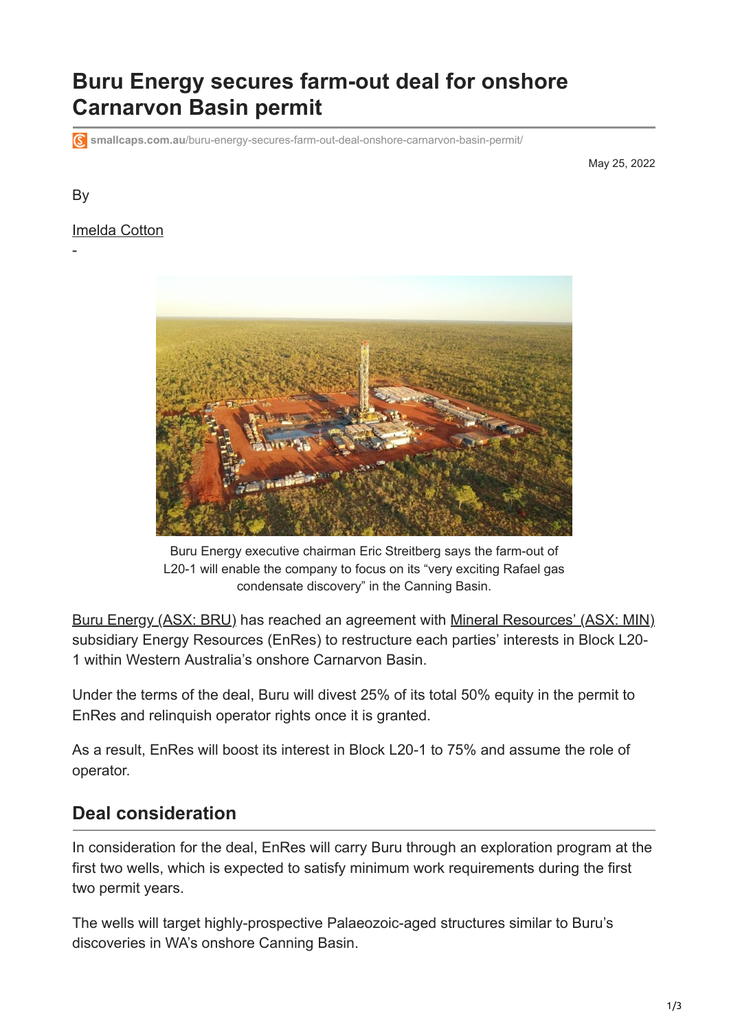# Buru Energy secures farm-out deal for onshore Carnarvon Basin permit

smallcaps.com.au/buru-energy-secures-farm-out-deal-onshore-carnarvon-basin-permit/

May 25, 2022

By

Imelda Cotton

-

Buru Energy executive chairman Eric Streitberg says the farm-out of L20-1 will enable the company to focus on its "very exciting Rafael gas condensate discovery" in the Canning Basin.

Buru Energy (ASX: BRU) has reached an agreement with Mineral Resources' (ASX: MIN) subsidiary Energy Resources (EnRes) to restructure each parties' interests in Block L20-1 within Western Australia's onshore Carnarvon Basin.

Under the terms of the deal, Buru will divest 25% of its total 50% equity in the permit to EnRes and relinquish operator rights once it is granted.

As a result, EnRes will boost its interest in Block L20-1 to 75% and assume the role of operator.

## Deal consideration

In consideration for the deal, EnRes will carry Buru through an exploration program at the first two wells, which is expected to satisfy minimum work requirements during the first two permit years.

The wells will target highly-prospective Palaeozoic-aged structures similar to Buru's discoveries in WA's onshore Canning Basin.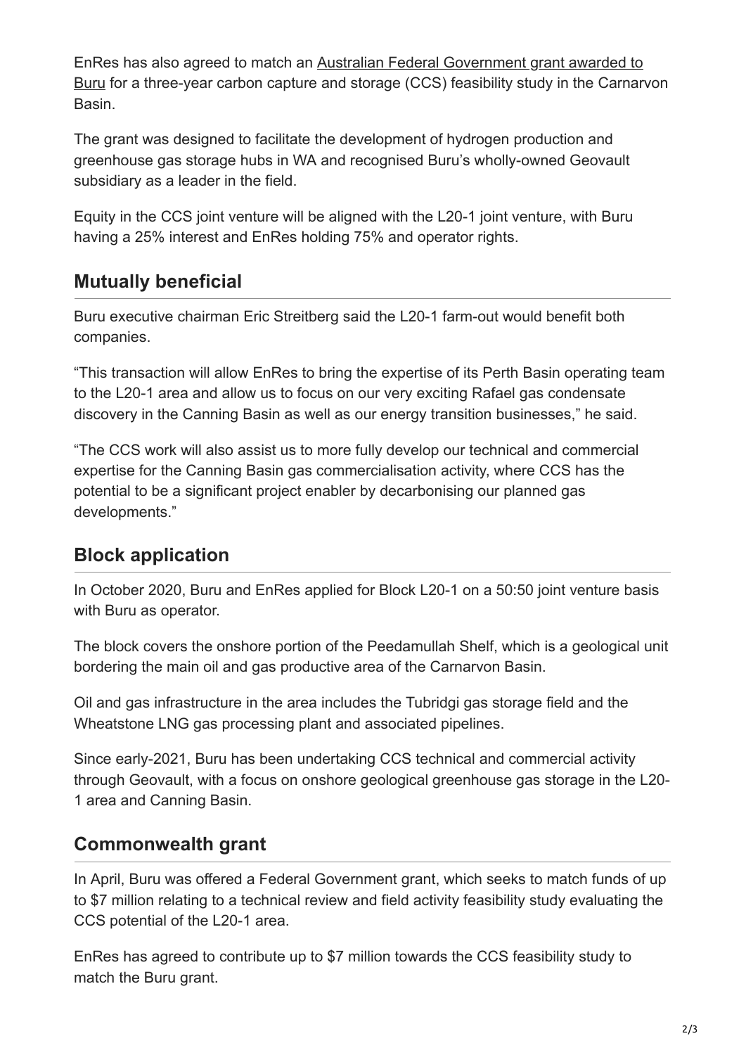EnRes has also agreed to match an Australian Federal Government grant awarded to Buru for a three-year carbon capture and storage (CCS) feasibility study in the Carnarvon Basin.

The grant was designed to facilitate the development of hydrogen production and greenhouse gas storage hubs in WA and recognised Buru's wholly-owned Geovault subsidiary as a leader in the field.

Equity in the CCS joint venture will be aligned with the L20-1 joint venture, with Buru having a 25% interest and EnRes holding 75% and operator rights.

## Mutually beneficial

Buru executive chairman Eric Streitberg said the L20-1 farm-out would benefit both companies.

"This transaction will allow EnRes to bring the expertise of its Perth Basin operating team to the L20-1 area and allow us to focus on our very exciting Rafael gas condensate discovery in the Canning Basin as well as our energy transition businesses," he said.

"The CCS work will also assist us to more fully develop our technical and commercial expertise for the Canning Basin gas commercialisation activity, where CCS has the potential to be a significant project enabler by decarbonising our planned gas developments."

## Block application

In October 2020, Buru and EnRes applied for Block L20-1 on a 50:50 joint venture basis with Buru as operator.

The block covers the onshore portion of the Peedamullah Shelf, which is a geological unit bordering the main oil and gas productive area of the Carnarvon Basin.

Oil and gas infrastructure in the area includes the Tubridgi gas storage field and the Wheatstone LNG gas processing plant and associated pipelines.

Since early-2021, Buru has been undertaking CCS technical and commercial activity through Geovault, with a focus on onshore geological greenhouse gas storage in the L20-1 area and Canning Basin.

## Commonwealth grant

In April, Buru was offered a Federal Government grant, which seeks to match funds of up to $7 million relating to a technical review and field activity feasibility study evaluating the CCS potential of the L20-1 area.

EnRes has agreed to contribute up to $7 million towards the CCS feasibility study to match the Buru grant.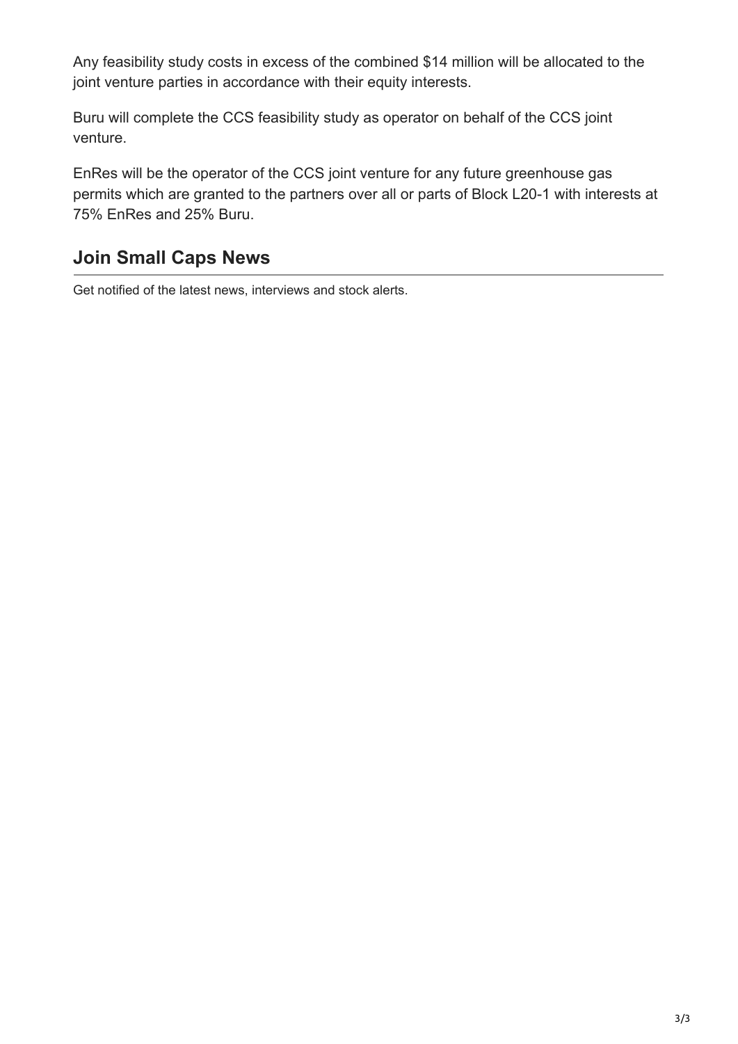Any feasibility study costs in excess of the combined $14 million will be allocated to the joint venture parties in accordance with their equity interests.

Buru will complete the CCS feasibility study as operator on behalf of the CCS joint venture.

EnRes will be the operator of the CCS joint venture for any future greenhouse gas permits which are granted to the partners over all or parts of Block L20-1 with interests at 75% EnRes and 25% Buru.

## Join Small Caps News

Get notified of the latest news, interviews and stock alerts.